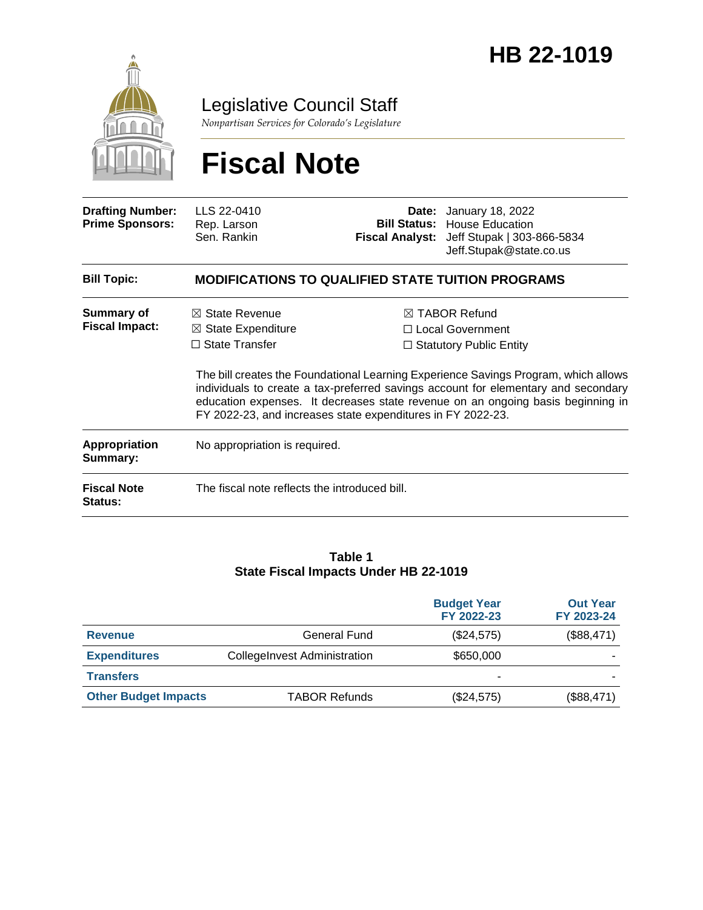# HB 22-1019

Legislative Council Staff

*Nonpartisan Services for Colorado's Legislature*

# Fiscal Note

| | | | |
|---|---|---|---|
| **Drafting Number:** | LLS 22-0410 | **Date:** | January 18, 2022 |
| **Prime Sponsors:** | Rep. Larson<br>Sen. Rankin | **Bill Status:** | House Education |
| | | **Fiscal Analyst:** | Jeff Stupak \| 303-866-5834<br>Jeff.Stupak@state.co.us |

**Bill Topic:** **MODIFICATIONS TO QUALIFIED STATE TUITION PROGRAMS**

**Summary of Fiscal Impact:**

- ☒ State Revenue
- ☒ State Expenditure
- ☐ State Transfer
- ☒ TABOR Refund
- ☐ Local Government
- ☐ Statutory Public Entity

The bill creates the Foundational Learning Experience Savings Program, which allows individuals to create a tax-preferred savings account for elementary and secondary education expenses. It decreases state revenue on an ongoing basis beginning in FY 2022-23, and increases state expenditures in FY 2022-23.

**Appropriation Summary:** No appropriation is required.

**Fiscal Note Status:** The fiscal note reflects the introduced bill.

**Table 1**
**State Fiscal Impacts Under HB 22-1019**

| | | Budget Year FY 2022-23 | Out Year FY 2023-24 |
|---|---|---|---|
| **Revenue** | General Fund | ($24,575) | ($88,471) |
| **Expenditures** | CollegeInvest Administration | $650,000 | - |
| **Transfers** | | - | - |
| **Other Budget Impacts** | TABOR Refunds | ($24,575) | ($88,471) |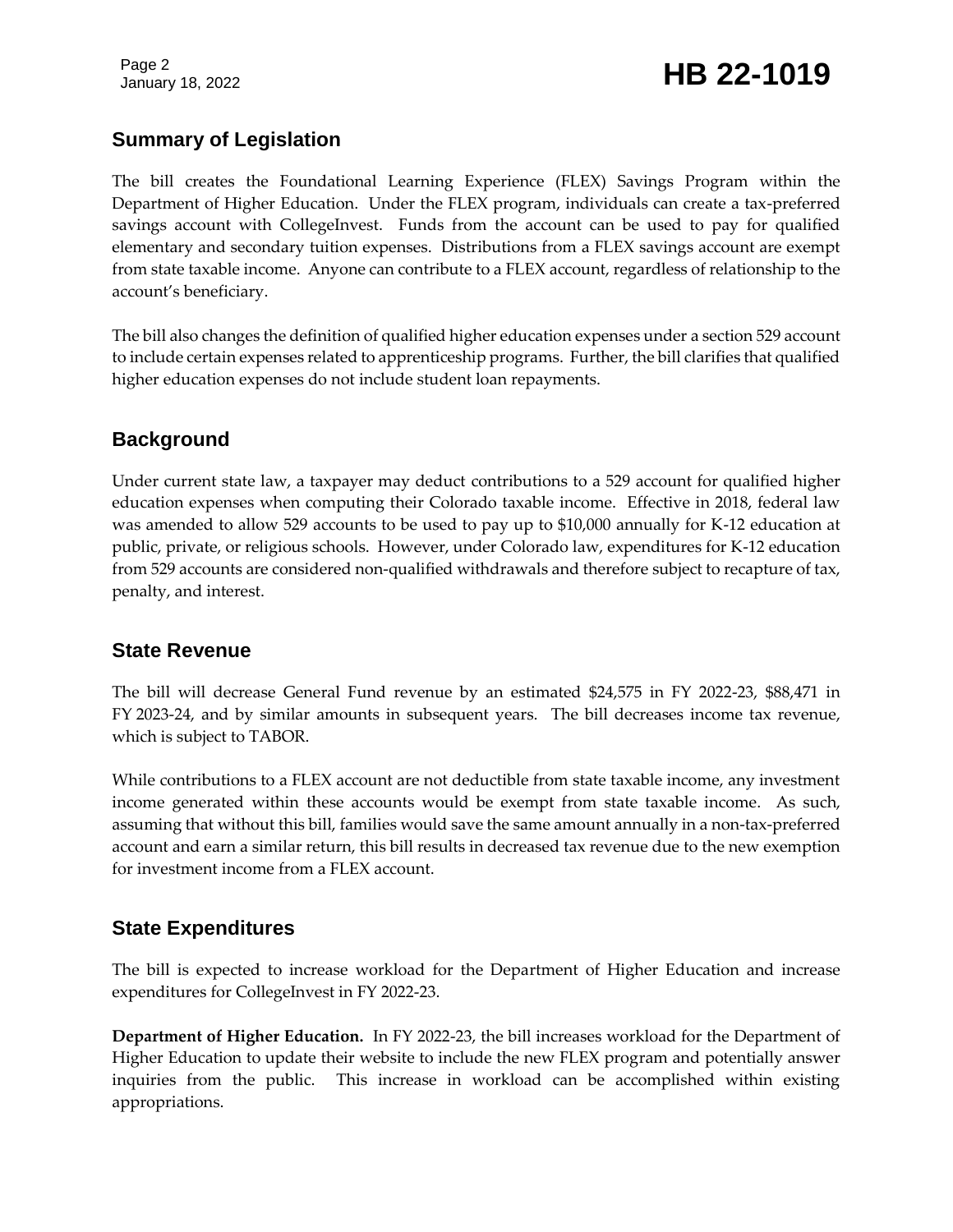## Summary of Legislation

The bill creates the Foundational Learning Experience (FLEX) Savings Program within the Department of Higher Education. Under the FLEX program, individuals can create a tax-preferred savings account with CollegeInvest. Funds from the account can be used to pay for qualified elementary and secondary tuition expenses. Distributions from a FLEX savings account are exempt from state taxable income. Anyone can contribute to a FLEX account, regardless of relationship to the account's beneficiary.

The bill also changes the definition of qualified higher education expenses under a section 529 account to include certain expenses related to apprenticeship programs. Further, the bill clarifies that qualified higher education expenses do not include student loan repayments.

## Background

Under current state law, a taxpayer may deduct contributions to a 529 account for qualified higher education expenses when computing their Colorado taxable income. Effective in 2018, federal law was amended to allow 529 accounts to be used to pay up to $10,000 annually for K-12 education at public, private, or religious schools. However, under Colorado law, expenditures for K-12 education from 529 accounts are considered non-qualified withdrawals and therefore subject to recapture of tax, penalty, and interest.

## State Revenue

The bill will decrease General Fund revenue by an estimated $24,575 in FY 2022-23, $88,471 in FY 2023-24, and by similar amounts in subsequent years. The bill decreases income tax revenue, which is subject to TABOR.

While contributions to a FLEX account are not deductible from state taxable income, any investment income generated within these accounts would be exempt from state taxable income. As such, assuming that without this bill, families would save the same amount annually in a non-tax-preferred account and earn a similar return, this bill results in decreased tax revenue due to the new exemption for investment income from a FLEX account.

## State Expenditures

The bill is expected to increase workload for the Department of Higher Education and increase expenditures for CollegeInvest in FY 2022-23.

**Department of Higher Education.** In FY 2022-23, the bill increases workload for the Department of Higher Education to update their website to include the new FLEX program and potentially answer inquiries from the public. This increase in workload can be accomplished within existing appropriations.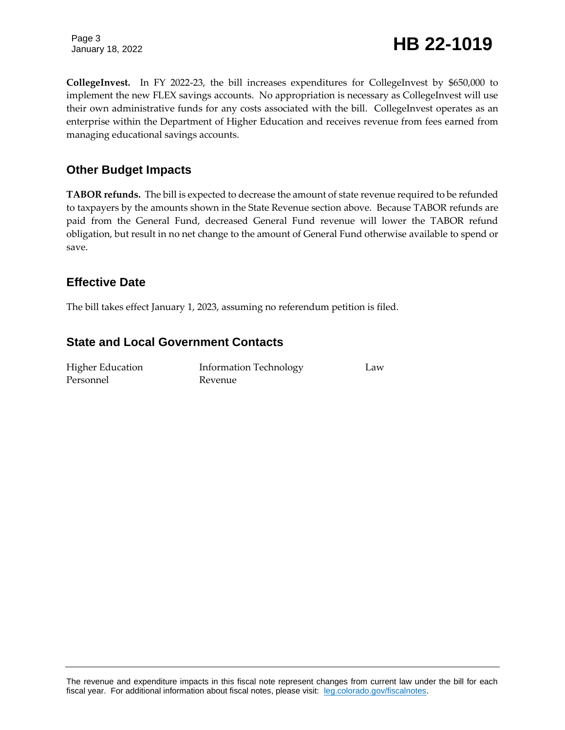**CollegeInvest.** In FY 2022-23, the bill increases expenditures for CollegeInvest by $650,000 to implement the new FLEX savings accounts. No appropriation is necessary as CollegeInvest will use their own administrative funds for any costs associated with the bill. CollegeInvest operates as an enterprise within the Department of Higher Education and receives revenue from fees earned from managing educational savings accounts.

## Other Budget Impacts

**TABOR refunds.** The bill is expected to decrease the amount of state revenue required to be refunded to taxpayers by the amounts shown in the State Revenue section above. Because TABOR refunds are paid from the General Fund, decreased General Fund revenue will lower the TABOR refund obligation, but result in no net change to the amount of General Fund otherwise available to spend or save.

## Effective Date

The bill takes effect January 1, 2023, assuming no referendum petition is filed.

## State and Local Government Contacts

| | | |
|---|---|---|
| Higher Education | Information Technology | Law |
| Personnel | Revenue | |

The revenue and expenditure impacts in this fiscal note represent changes from current law under the bill for each fiscal year. For additional information about fiscal notes, please visit: leg.colorado.gov/fiscalnotes.